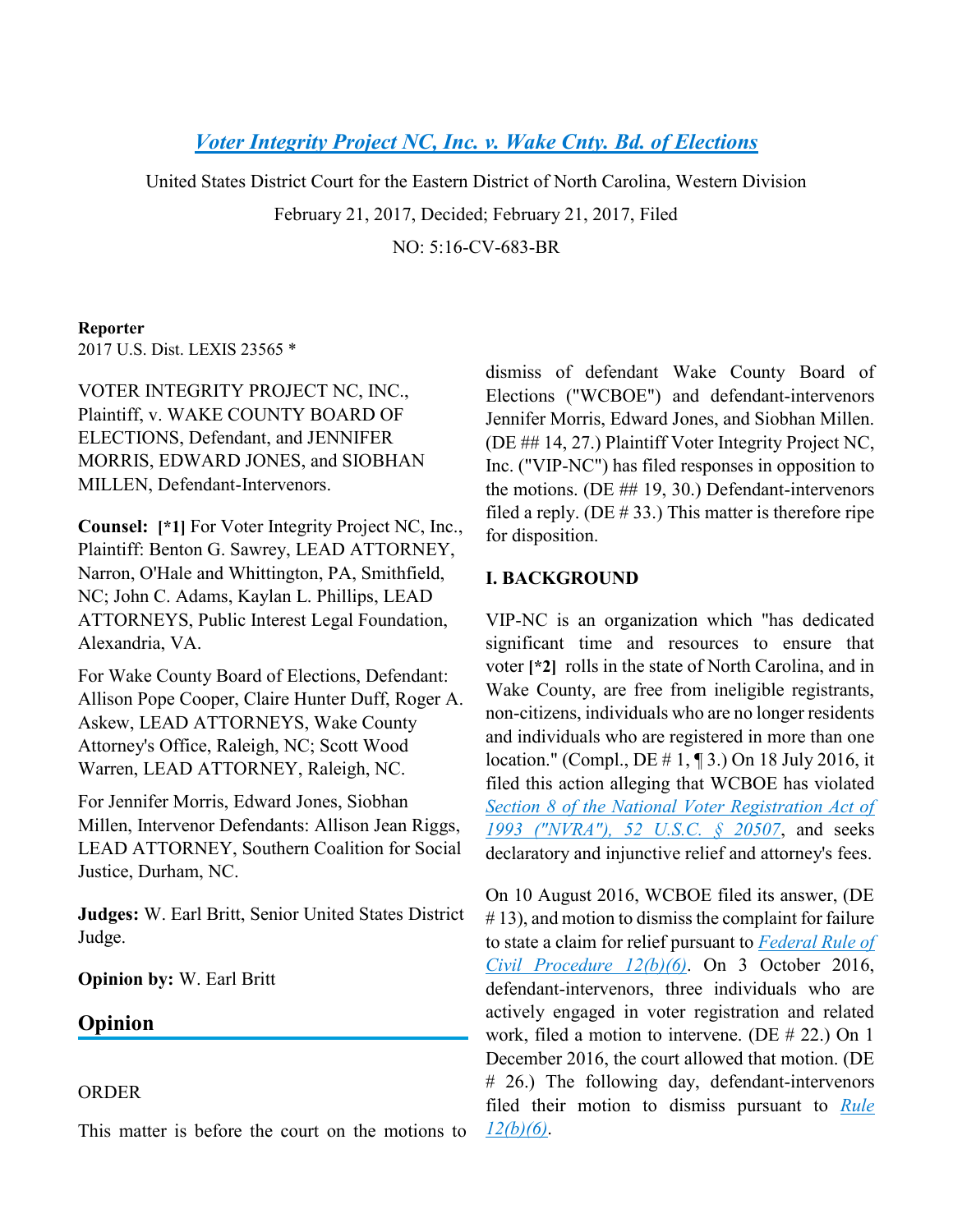# *Voter Integrity Project NC, Inc. v. Wake Cnty. Bd. of Elections*

United States District Court for the Eastern District of North Carolina, Western Division

February 21, 2017, Decided; February 21, 2017, Filed

NO: 5:16-CV-683-BR

**Reporter**

2017 U.S. Dist. LEXIS 23565 *

VOTER INTEGRITY PROJECT NC, INC., Plaintiff, v. WAKE COUNTY BOARD OF ELECTIONS, Defendant, and JENNIFER MORRIS, EDWARD JONES, and SIOBHAN MILLEN, Defendant-Intervenors.

**Counsel:** **[*1]** For Voter Integrity Project NC, Inc., Plaintiff: Benton G. Sawrey, LEAD ATTORNEY, Narron, O'Hale and Whittington, PA, Smithfield, NC; John C. Adams, Kaylan L. Phillips, LEAD ATTORNEYS, Public Interest Legal Foundation, Alexandria, VA.

For Wake County Board of Elections, Defendant: Allison Pope Cooper, Claire Hunter Duff, Roger A. Askew, LEAD ATTORNEYS, Wake County Attorney's Office, Raleigh, NC; Scott Wood Warren, LEAD ATTORNEY, Raleigh, NC.

For Jennifer Morris, Edward Jones, Siobhan Millen, Intervenor Defendants: Allison Jean Riggs, LEAD ATTORNEY, Southern Coalition for Social Justice, Durham, NC.

**Judges:** W. Earl Britt, Senior United States District Judge.

**Opinion by:** W. Earl Britt

## Opinion

ORDER

This matter is before the court on the motions to dismiss of defendant Wake County Board of Elections ("WCBOE") and defendant-intervenors Jennifer Morris, Edward Jones, and Siobhan Millen. (DE ## 14, 27.) Plaintiff Voter Integrity Project NC, Inc. ("VIP-NC") has filed responses in opposition to the motions. (DE ## 19, 30.) Defendant-intervenors filed a reply. (DE # 33.) This matter is therefore ripe for disposition.

### I. BACKGROUND

VIP-NC is an organization which "has dedicated significant time and resources to ensure that voter **[*2]** rolls in the state of North Carolina, and in Wake County, are free from ineligible registrants, non-citizens, individuals who are no longer residents and individuals who are registered in more than one location." (Compl., DE # 1, ¶ 3.) On 18 July 2016, it filed this action alleging that WCBOE has violated *Section 8 of the National Voter Registration Act of 1993 ("NVRA"), 52 U.S.C. § 20507*, and seeks declaratory and injunctive relief and attorney's fees.

On 10 August 2016, WCBOE filed its answer, (DE # 13), and motion to dismiss the complaint for failure to state a claim for relief pursuant to *Federal Rule of Civil Procedure 12(b)(6)*. On 3 October 2016, defendant-intervenors, three individuals who are actively engaged in voter registration and related work, filed a motion to intervene. (DE # 22.) On 1 December 2016, the court allowed that motion. (DE # 26.) The following day, defendant-intervenors filed their motion to dismiss pursuant to *Rule 12(b)(6)*.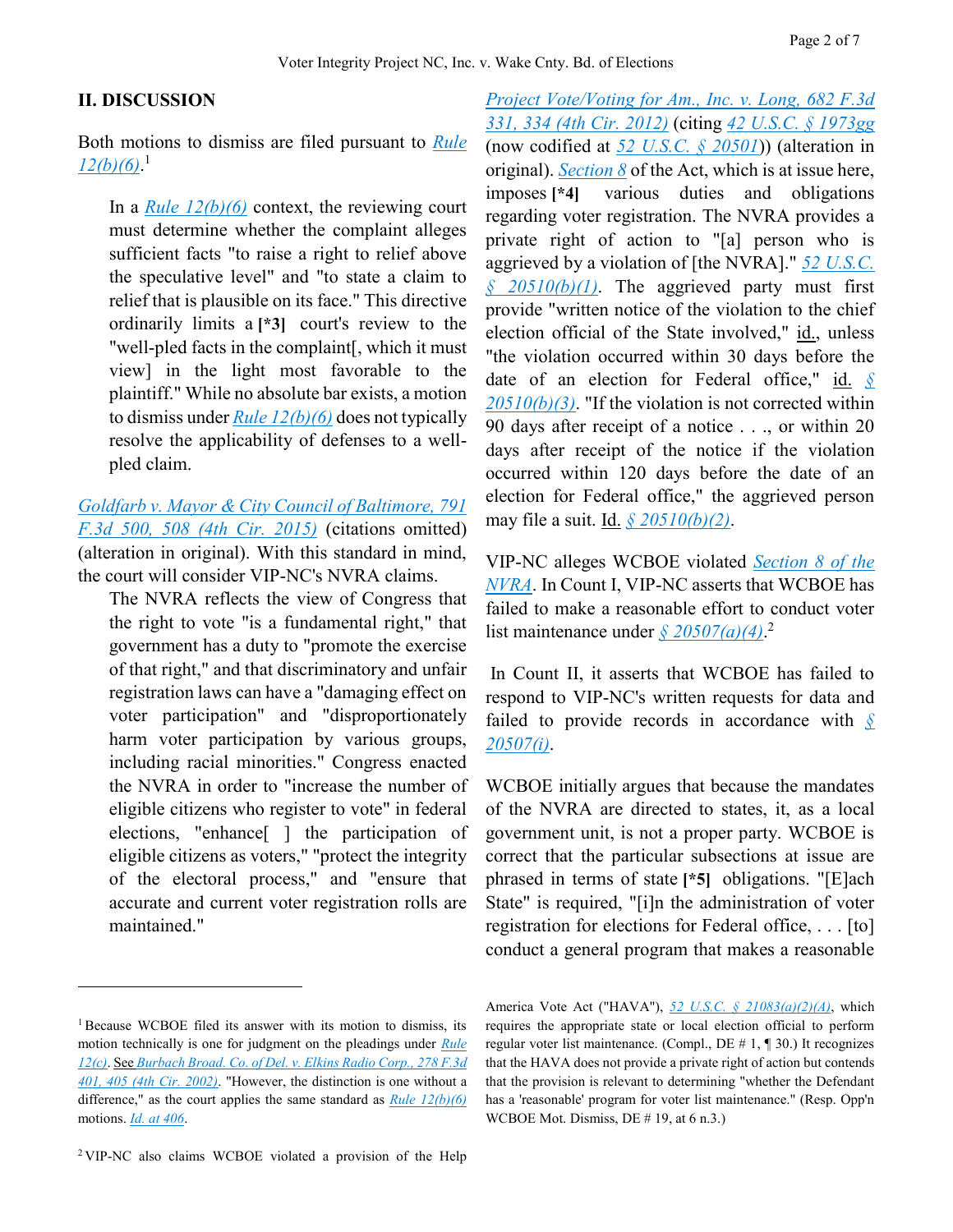## II. DISCUSSION

Both motions to dismiss are filed pursuant to Rule 12(b)(6).[1]

> In a Rule 12(b)(6) context, the reviewing court must determine whether the complaint alleges sufficient facts "to raise a right to relief above the speculative level" and "to state a claim to relief that is plausible on its face." This directive ordinarily limits a **[*3]** court's review to the "well-pled facts in the complaint[, which it must view] in the light most favorable to the plaintiff." While no absolute bar exists, a motion to dismiss under Rule 12(b)(6) does not typically resolve the applicability of defenses to a well-pled claim.

Goldfarb v. Mayor & City Council of Baltimore, 791 F.3d 500, 508 (4th Cir. 2015) (citations omitted) (alteration in original). With this standard in mind, the court will consider VIP-NC's NVRA claims.

> The NVRA reflects the view of Congress that the right to vote "is a fundamental right," that government has a duty to "promote the exercise of that right," and that discriminatory and unfair registration laws can have a "damaging effect on voter participation" and "disproportionately harm voter participation by various groups, including racial minorities." Congress enacted the NVRA in order to "increase the number of eligible citizens who register to vote" in federal elections, "enhance[ ] the participation of eligible citizens as voters," "protect the integrity of the electoral process," and "ensure that accurate and current voter registration rolls are maintained."

Project Vote/Voting for Am., Inc. v. Long, 682 F.3d 331, 334 (4th Cir. 2012) (citing 42 U.S.C. § 1973gg (now codified at 52 U.S.C. § 20501)) (alteration in original). Section 8 of the Act, which is at issue here, imposes **[*4]** various duties and obligations regarding voter registration. The NVRA provides a private right of action to "[a] person who is aggrieved by a violation of [the NVRA]." 52 U.S.C. § 20510(b)(1). The aggrieved party must first provide "written notice of the violation to the chief election official of the State involved," id., unless "the violation occurred within 30 days before the date of an election for Federal office," id. § 20510(b)(3). "If the violation is not corrected within 90 days after receipt of a notice . . ., or within 20 days after receipt of the notice if the violation occurred within 120 days before the date of an election for Federal office," the aggrieved person may file a suit. Id. § 20510(b)(2).

VIP-NC alleges WCBOE violated Section 8 of the NVRA. In Count I, VIP-NC asserts that WCBOE has failed to make a reasonable effort to conduct voter list maintenance under § 20507(a)(4).[2]

In Count II, it asserts that WCBOE has failed to respond to VIP-NC's written requests for data and failed to provide records in accordance with § 20507(i).

WCBOE initially argues that because the mandates of the NVRA are directed to states, it, as a local government unit, is not a proper party. WCBOE is correct that the particular subsections at issue are phrased in terms of state **[*5]** obligations. "[E]ach State" is required, "[i]n the administration of voter registration for elections for Federal office, . . . [to] conduct a general program that makes a reasonable

---

[1] Because WCBOE filed its answer with its motion to dismiss, its motion technically is one for judgment on the pleadings under Rule 12(c). See Burbach Broad. Co. of Del. v. Elkins Radio Corp., 278 F.3d 401, 405 (4th Cir. 2002). "However, the distinction is one without a difference," as the court applies the same standard as Rule 12(b)(6) motions. Id. at 406.

[2] VIP-NC also claims WCBOE violated a provision of the Help America Vote Act ("HAVA"), 52 U.S.C. § 21083(a)(2)(A), which requires the appropriate state or local election official to perform regular voter list maintenance. (Compl., DE # 1, ¶ 30.) It recognizes that the HAVA does not provide a private right of action but contends that the provision is relevant to determining "whether the Defendant has a 'reasonable' program for voter list maintenance." (Resp. Opp'n WCBOE Mot. Dismiss, DE # 19, at 6 n.3.)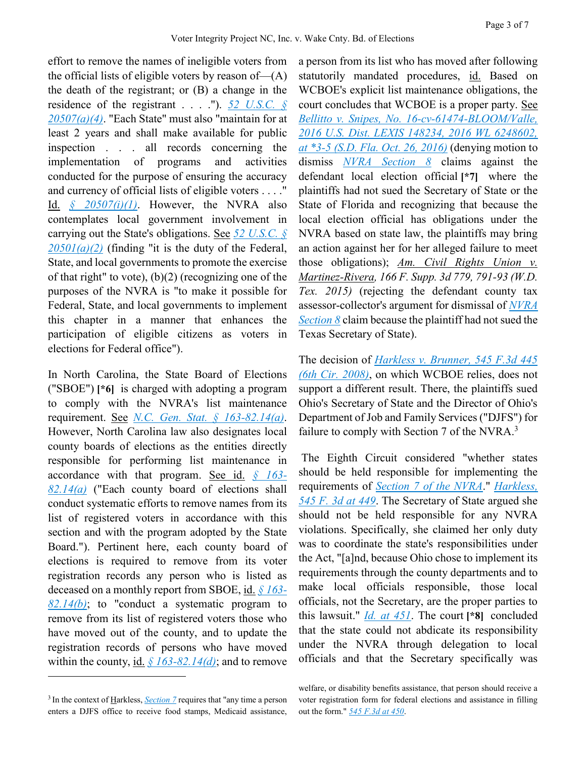effort to remove the names of ineligible voters from the official lists of eligible voters by reason of—(A) the death of the registrant; or (B) a change in the residence of the registrant . . . ."). 52 U.S.C. § 20507(a)(4). "Each State" must also "maintain for at least 2 years and shall make available for public inspection . . . all records concerning the implementation of programs and activities conducted for the purpose of ensuring the accuracy and currency of official lists of eligible voters . . . ." Id. § 20507(i)(1). However, the NVRA also contemplates local government involvement in carrying out the State's obligations. See 52 U.S.C. § 20501(a)(2) (finding "it is the duty of the Federal, State, and local governments to promote the exercise of that right" to vote), (b)(2) (recognizing one of the purposes of the NVRA is "to make it possible for Federal, State, and local governments to implement this chapter in a manner that enhances the participation of eligible citizens as voters in elections for Federal office").

In North Carolina, the State Board of Elections ("SBOE") **[*6]** is charged with adopting a program to comply with the NVRA's list maintenance requirement. See N.C. Gen. Stat. § 163-82.14(a). However, North Carolina law also designates local county boards of elections as the entities directly responsible for performing list maintenance in accordance with that program. See id. § 163-82.14(a) ("Each county board of elections shall conduct systematic efforts to remove names from its list of registered voters in accordance with this section and with the program adopted by the State Board."). Pertinent here, each county board of elections is required to remove from its voter registration records any person who is listed as deceased on a monthly report from SBOE, id. § 163-82.14(b); to "conduct a systematic program to remove from its list of registered voters those who have moved out of the county, and to update the registration records of persons who have moved within the county, id. § 163-82.14(d); and to remove a person from its list who has moved after following statutorily mandated procedures, id. Based on WCBOE's explicit list maintenance obligations, the court concludes that WCBOE is a proper party. See Bellitto v. Snipes, No. 16-cv-61474-BLOOM/Valle, 2016 U.S. Dist. LEXIS 148234, 2016 WL 6248602, at *3-5 (S.D. Fla. Oct. 26, 2016) (denying motion to dismiss NVRA Section 8 claims against the defendant local election official **[*7]** where the plaintiffs had not sued the Secretary of State or the State of Florida and recognizing that because the local election official has obligations under the NVRA based on state law, the plaintiffs may bring an action against her for her alleged failure to meet those obligations); *Am. Civil Rights Union v. Martinez-Rivera*, 166 F. Supp. 3d 779, 791-93 (W.D. Tex. 2015) (rejecting the defendant county tax assessor-collector's argument for dismissal of NVRA Section 8 claim because the plaintiff had not sued the Texas Secretary of State).

The decision of *Harkless v. Brunner*, 545 F.3d 445 (6th Cir. 2008), on which WCBOE relies, does not support a different result. There, the plaintiffs sued Ohio's Secretary of State and the Director of Ohio's Department of Job and Family Services ("DJFS") for failure to comply with Section 7 of the NVRA.[3]

The Eighth Circuit considered "whether states should be held responsible for implementing the requirements of Section 7 of the NVRA." *Harkless*, 545 F. 3d at 449. The Secretary of State argued she should not be held responsible for any NVRA violations. Specifically, she claimed her only duty was to coordinate the state's responsibilities under the Act, "[a]nd, because Ohio chose to implement its requirements through the county departments and to make local officials responsible, those local officials, not the Secretary, are the proper parties to this lawsuit." Id. at 451. The court **[*8]** concluded that the state could not abdicate its responsibility under the NVRA through delegation to local officials and that the Secretary specifically was

---

[3] In the context of Harkless, Section 7 requires that "any time a person enters a DJFS office to receive food stamps, Medicaid assistance, welfare, or disability benefits assistance, that person should receive a voter registration form for federal elections and assistance in filling out the form." 545 F.3d at 450.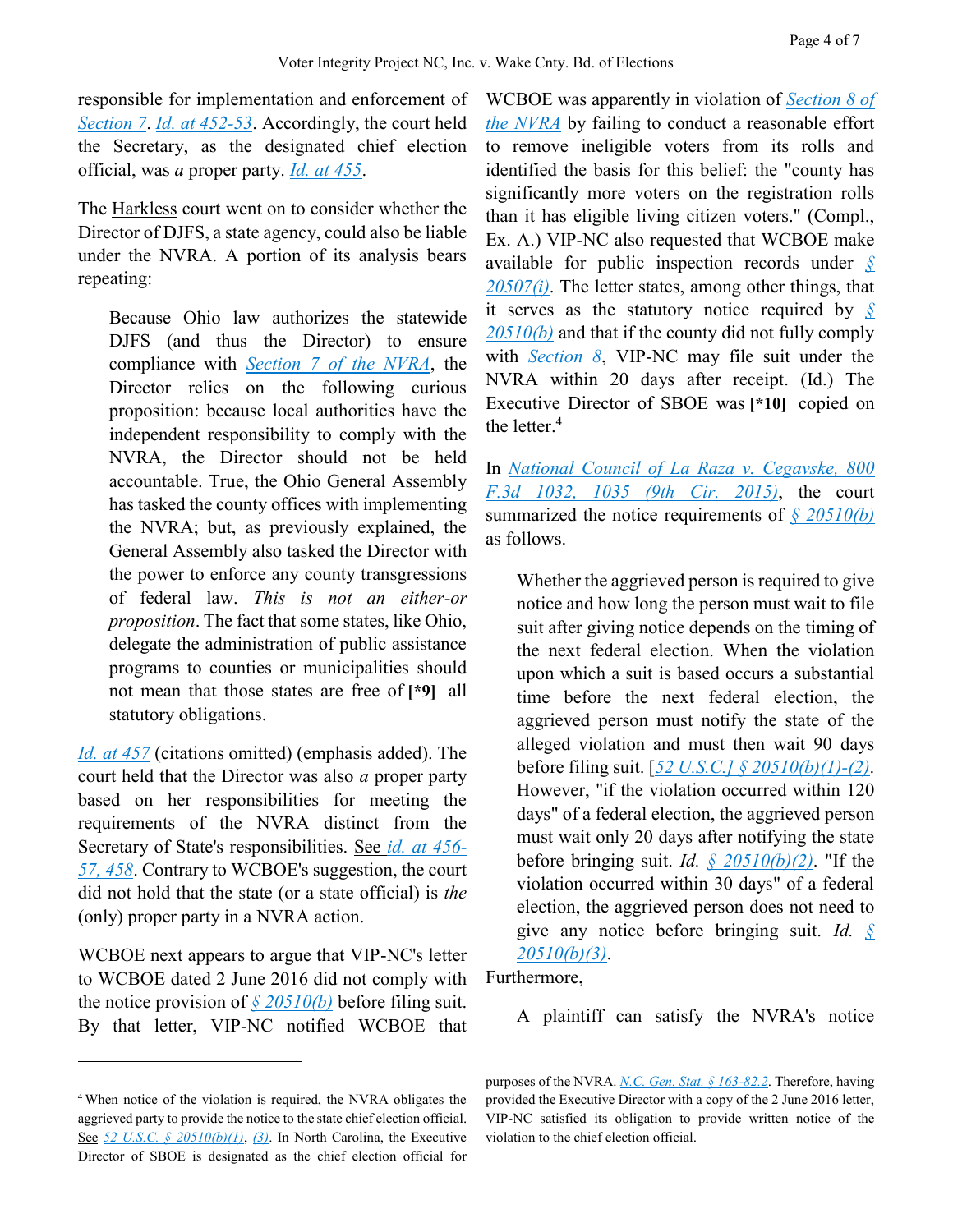responsible for implementation and enforcement of Section 7. Id. at 452-53. Accordingly, the court held the Secretary, as the designated chief election official, was *a* proper party. Id. at 455.

The Harkless court went on to consider whether the Director of DJFS, a state agency, could also be liable under the NVRA. A portion of its analysis bears repeating:

> Because Ohio law authorizes the statewide DJFS (and thus the Director) to ensure compliance with Section 7 of the NVRA, the Director relies on the following curious proposition: because local authorities have the independent responsibility to comply with the NVRA, the Director should not be held accountable. True, the Ohio General Assembly has tasked the county offices with implementing the NVRA; but, as previously explained, the General Assembly also tasked the Director with the power to enforce any county transgressions of federal law. *This is not an either-or proposition*. The fact that some states, like Ohio, delegate the administration of public assistance programs to counties or municipalities should not mean that those states are free of **[*9]** all statutory obligations.

Id. at 457 (citations omitted) (emphasis added). The court held that the Director was also *a* proper party based on her responsibilities for meeting the requirements of the NVRA distinct from the Secretary of State's responsibilities. See id. at 456-57, 458. Contrary to WCBOE's suggestion, the court did not hold that the state (or a state official) is *the* (only) proper party in a NVRA action.

WCBOE next appears to argue that VIP-NC's letter to WCBOE dated 2 June 2016 did not comply with the notice provision of § 20510(b) before filing suit. By that letter, VIP-NC notified WCBOE that WCBOE was apparently in violation of Section 8 of the NVRA by failing to conduct a reasonable effort to remove ineligible voters from its rolls and identified the basis for this belief: the "county has significantly more voters on the registration rolls than it has eligible living citizen voters." (Compl., Ex. A.) VIP-NC also requested that WCBOE make available for public inspection records under § 20507(i). The letter states, among other things, that it serves as the statutory notice required by § 20510(b) and that if the county did not fully comply with Section 8, VIP-NC may file suit under the NVRA within 20 days after receipt. (Id.) The Executive Director of SBOE was **[*10]** copied on the letter.[4]

In National Council of La Raza v. Cegavske, 800 F.3d 1032, 1035 (9th Cir. 2015), the court summarized the notice requirements of § 20510(b) as follows:

> Whether the aggrieved person is required to give notice and how long the person must wait to file suit after giving notice depends on the timing of the next federal election. When the violation upon which a suit is based occurs a substantial time before the next federal election, the aggrieved person must notify the state of the alleged violation and must then wait 90 days before filing suit. [52 U.S.C.] § 20510(b)(1)-(2). However, "if the violation occurred within 120 days" of a federal election, the aggrieved person must wait only 20 days after notifying the state before bringing suit. *Id.* § 20510(b)(2). "If the violation occurred within 30 days" of a federal election, the aggrieved person does not need to give any notice before bringing suit. *Id.* § 20510(b)(3).

Furthermore,

> A plaintiff can satisfy the NVRA's notice

[4] When notice of the violation is required, the NVRA obligates the aggrieved party to provide the notice to the state chief election official. See 52 U.S.C. § 20510(b)(1), (3). In North Carolina, the Executive Director of SBOE is designated as the chief election official for purposes of the NVRA. N.C. Gen. Stat. § 163-82.2. Therefore, having provided the Executive Director with a copy of the 2 June 2016 letter, VIP-NC satisfied its obligation to provide written notice of the violation to the chief election official.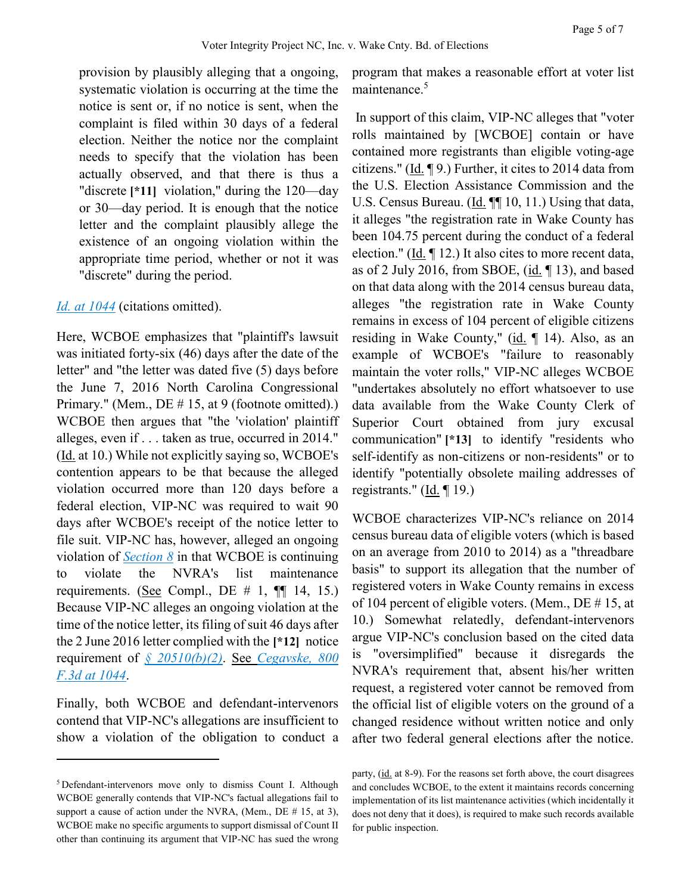provision by plausibly alleging that a ongoing, systematic violation is occurring at the time the notice is sent or, if no notice is sent, when the complaint is filed within 30 days of a federal election. Neither the notice nor the complaint needs to specify that the violation has been actually observed, and that there is thus a "discrete **[*11]** violation," during the 120—day or 30—day period. It is enough that the notice letter and the complaint plausibly allege the existence of an ongoing violation within the appropriate time period, whether or not it was "discrete" during the period.

*Id. at 1044* (citations omitted).

Here, WCBOE emphasizes that "plaintiff's lawsuit was initiated forty-six (46) days after the date of the letter" and "the letter was dated five (5) days before the June 7, 2016 North Carolina Congressional Primary." (Mem., DE # 15, at 9 (footnote omitted).) WCBOE then argues that "the 'violation' plaintiff alleges, even if . . . taken as true, occurred in 2014." (Id. at 10.) While not explicitly saying so, WCBOE's contention appears to be that because the alleged violation occurred more than 120 days before a federal election, VIP-NC was required to wait 90 days after WCBOE's receipt of the notice letter to file suit. VIP-NC has, however, alleged an ongoing violation of *Section 8* in that WCBOE is continuing to violate the NVRA's list maintenance requirements. (See Compl., DE # 1, ¶¶ 14, 15.) Because VIP-NC alleges an ongoing violation at the time of the notice letter, its filing of suit 46 days after the 2 June 2016 letter complied with the **[*12]** notice requirement of *§ 20510(b)(2)*. See *Cegavske, 800 F.3d at 1044*.

Finally, both WCBOE and defendant-intervenors contend that VIP-NC's allegations are insufficient to show a violation of the obligation to conduct a program that makes a reasonable effort at voter list maintenance.[5]

In support of this claim, VIP-NC alleges that "voter rolls maintained by [WCBOE] contain or have contained more registrants than eligible voting-age citizens." (Id. ¶ 9.) Further, it cites to 2014 data from the U.S. Election Assistance Commission and the U.S. Census Bureau. (Id. ¶¶ 10, 11.) Using that data, it alleges "the registration rate in Wake County has been 104.75 percent during the conduct of a federal election." (Id. ¶ 12.) It also cites to more recent data, as of 2 July 2016, from SBOE, (id. ¶ 13), and based on that data along with the 2014 census bureau data, alleges "the registration rate in Wake County remains in excess of 104 percent of eligible citizens residing in Wake County," (id. ¶ 14). Also, as an example of WCBOE's "failure to reasonably maintain the voter rolls," VIP-NC alleges WCBOE "undertakes absolutely no effort whatsoever to use data available from the Wake County Clerk of Superior Court obtained from jury excusal communication" **[*13]** to identify "residents who self-identify as non-citizens or non-residents" or to identify "potentially obsolete mailing addresses of registrants." (Id. ¶ 19.)

WCBOE characterizes VIP-NC's reliance on 2014 census bureau data of eligible voters (which is based on an average from 2010 to 2014) as a "threadbare basis" to support its allegation that the number of registered voters in Wake County remains in excess of 104 percent of eligible voters. (Mem., DE # 15, at 10.) Somewhat relatedly, defendant-intervenors argue VIP-NC's conclusion based on the cited data is "oversimplified" because it disregards the NVRA's requirement that, absent his/her written request, a registered voter cannot be removed from the official list of eligible voters on the ground of a changed residence without written notice and only after two federal general elections after the notice.

---

[5] Defendant-intervenors move only to dismiss Count I. Although WCBOE generally contends that VIP-NC's factual allegations fail to support a cause of action under the NVRA, (Mem., DE # 15, at 3), WCBOE make no specific arguments to support dismissal of Count II other than continuing its argument that VIP-NC has sued the wrong party, (id. at 8-9). For the reasons set forth above, the court disagrees and concludes WCBOE, to the extent it maintains records concerning implementation of its list maintenance activities (which incidentally it does not deny that it does), is required to make such records available for public inspection.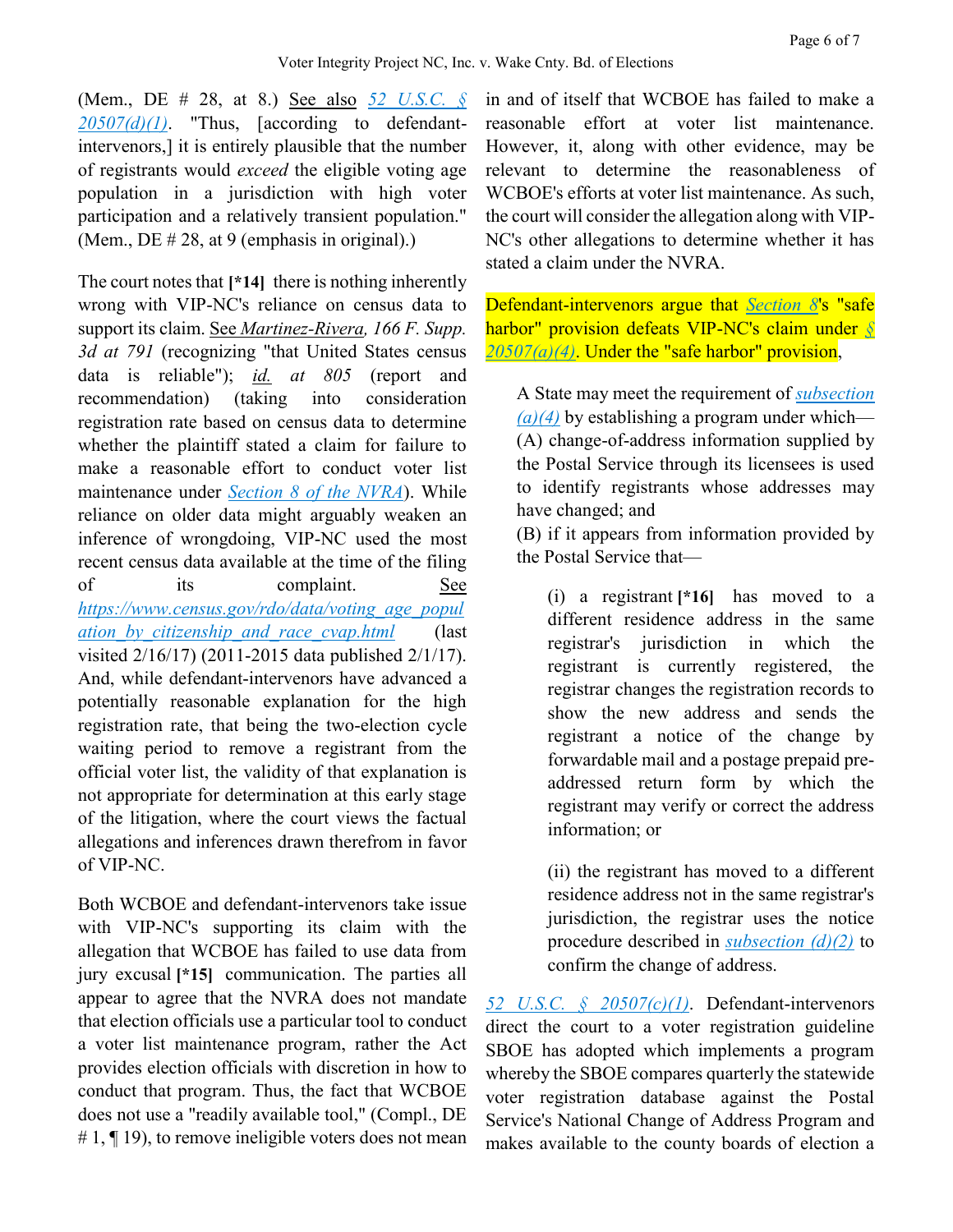(Mem., DE # 28, at 8.) See also 52 U.S.C. § 20507(d)(1). "Thus, [according to defendant-intervenors,] it is entirely plausible that the number of registrants would *exceed* the eligible voting age population in a jurisdiction with high voter participation and a relatively transient population." (Mem., DE # 28, at 9 (emphasis in original).)

The court notes that **[*14]** there is nothing inherently wrong with VIP-NC's reliance on census data to support its claim. See *Martinez-Rivera, 166 F. Supp. 3d at 791* (recognizing "that United States census data is reliable"); *id. at 805* (report and recommendation) (taking into consideration registration rate based on census data to determine whether the plaintiff stated a claim for failure to make a reasonable effort to conduct voter list maintenance under Section 8 of the NVRA). While reliance on older data might arguably weaken an inference of wrongdoing, VIP-NC used the most recent census data available at the time of the filing of its complaint. See https://www.census.gov/rdo/data/voting_age_population_by_citizenship_and_race_cvap.html (last visited 2/16/17) (2011-2015 data published 2/1/17). And, while defendant-intervenors have advanced a potentially reasonable explanation for the high registration rate, that being the two-election cycle waiting period to remove a registrant from the official voter list, the validity of that explanation is not appropriate for determination at this early stage of the litigation, where the court views the factual allegations and inferences drawn therefrom in favor of VIP-NC.

Both WCBOE and defendant-intervenors take issue with VIP-NC's supporting its claim with the allegation that WCBOE has failed to use data from jury excusal **[*15]** communication. The parties all appear to agree that the NVRA does not mandate that election officials use a particular tool to conduct a voter list maintenance program, rather the Act provides election officials with discretion in how to conduct that program. Thus, the fact that WCBOE does not use a "readily available tool," (Compl., DE # 1, ¶ 19), to remove ineligible voters does not mean in and of itself that WCBOE has failed to make a reasonable effort at voter list maintenance. However, it, along with other evidence, may be relevant to determine the reasonableness of WCBOE's efforts at voter list maintenance. As such, the court will consider the allegation along with VIP-NC's other allegations to determine whether it has stated a claim under the NVRA.

Defendant-intervenors argue that Section 8's "safe harbor" provision defeats VIP-NC's claim under § 20507(a)(4). Under the "safe harbor" provision,

> A State may meet the requirement of subsection (a)(4) by establishing a program under which—
> (A) change-of-address information supplied by the Postal Service through its licensees is used to identify registrants whose addresses may have changed; and
> (B) if it appears from information provided by the Postal Service that—
>
> > (i) a registrant **[*16]** has moved to a different residence address in the same registrar's jurisdiction in which the registrant is currently registered, the registrar changes the registration records to show the new address and sends the registrant a notice of the change by forwardable mail and a postage prepaid pre-addressed return form by which the registrant may verify or correct the address information; or
> >
> > (ii) the registrant has moved to a different residence address not in the same registrar's jurisdiction, the registrar uses the notice procedure described in subsection (d)(2) to confirm the change of address.

52 U.S.C. § 20507(c)(1). Defendant-intervenors direct the court to a voter registration guideline SBOE has adopted which implements a program whereby the SBOE compares quarterly the statewide voter registration database against the Postal Service's National Change of Address Program and makes available to the county boards of election a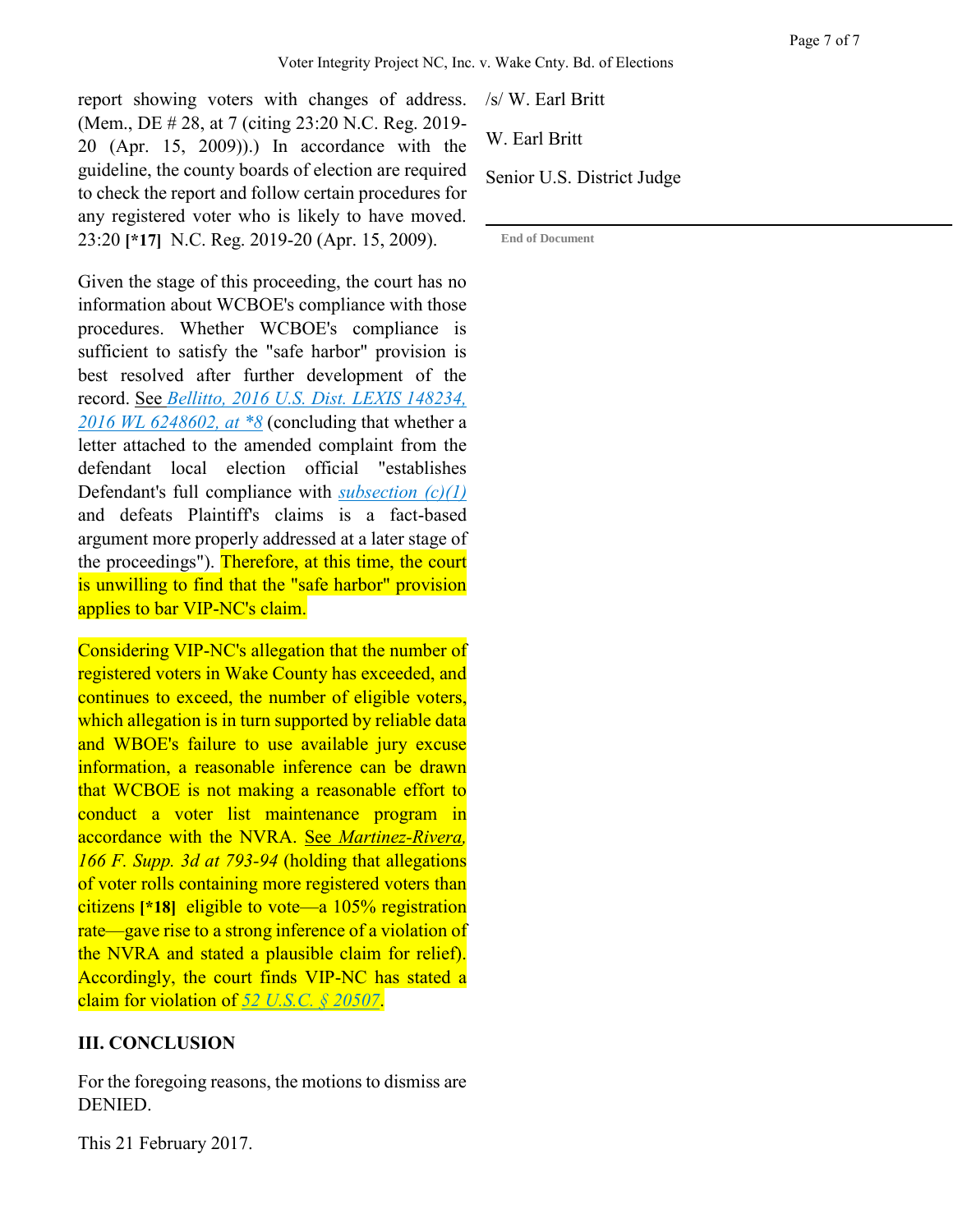report showing voters with changes of address. (Mem., DE # 28, at 7 (citing 23:20 N.C. Reg. 2019-20 (Apr. 15, 2009)).) In accordance with the guideline, the county boards of election are required to check the report and follow certain procedures for any registered voter who is likely to have moved. 23:20 **[*17]** N.C. Reg. 2019-20 (Apr. 15, 2009).

Given the stage of this proceeding, the court has no information about WCBOE's compliance with those procedures. Whether WCBOE's compliance is sufficient to satisfy the "safe harbor" provision is best resolved after further development of the record. See *Bellitto, 2016 U.S. Dist. LEXIS 148234, 2016 WL 6248602, at *8* (concluding that whether a letter attached to the amended complaint from the defendant local election official "establishes Defendant's full compliance with *subsection (c)(1)* and defeats Plaintiff's claims is a fact-based argument more properly addressed at a later stage of the proceedings"). Therefore, at this time, the court is unwilling to find that the "safe harbor" provision applies to bar VIP-NC's claim.

Considering VIP-NC's allegation that the number of registered voters in Wake County has exceeded, and continues to exceed, the number of eligible voters, which allegation is in turn supported by reliable data and WBOE's failure to use available jury excuse information, a reasonable inference can be drawn that WCBOE is not making a reasonable effort to conduct a voter list maintenance program in accordance with the NVRA. See *Martinez-Rivera, 166 F. Supp. 3d at 793-94* (holding that allegations of voter rolls containing more registered voters than citizens **[*18]** eligible to vote—a 105% registration rate—gave rise to a strong inference of a violation of the NVRA and stated a plausible claim for relief). Accordingly, the court finds VIP-NC has stated a claim for violation of *52 U.S.C. § 20507*.

## III. CONCLUSION

For the foregoing reasons, the motions to dismiss are DENIED.

This 21 February 2017.

/s/ W. Earl Britt

W. Earl Britt

Senior U.S. District Judge

End of Document